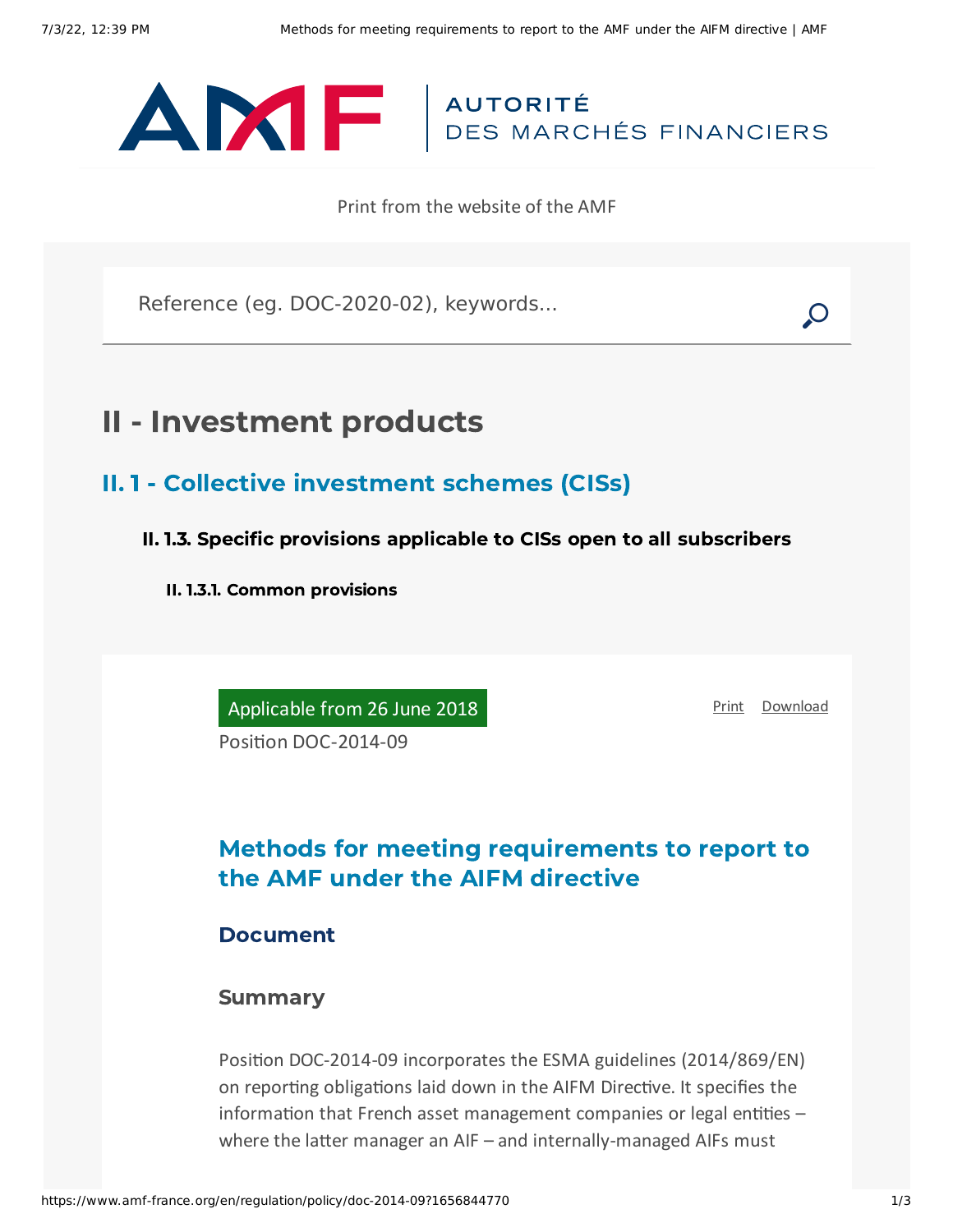AUTORITÉ DES MARCHÉS FINANCIERS

Print from the website of the AMF

Reference (eg. DOC-2020-02), keywords...

# II - Investment products

## II. 1 - Collective investment schemes (CISs)

### II. 1.3. Specific provisions applicable to CISs open to all subscribers

#### II. 1.3.1. Common provisions

Applicable from 26 June 2018

Print Download

Position DOC-2014-09

## Methods for meeting requirements to report to the AMF under the AIFM directive

### Document

### Summary

Position DOC-2014-09 incorporates the ESMA guidelines (2014/869/EN) on reporting obligations laid down in the AIFM Directive. It specifies the information that French asset management companies or legal entities – where the latter manager an AIF – and internally-managed AIFs must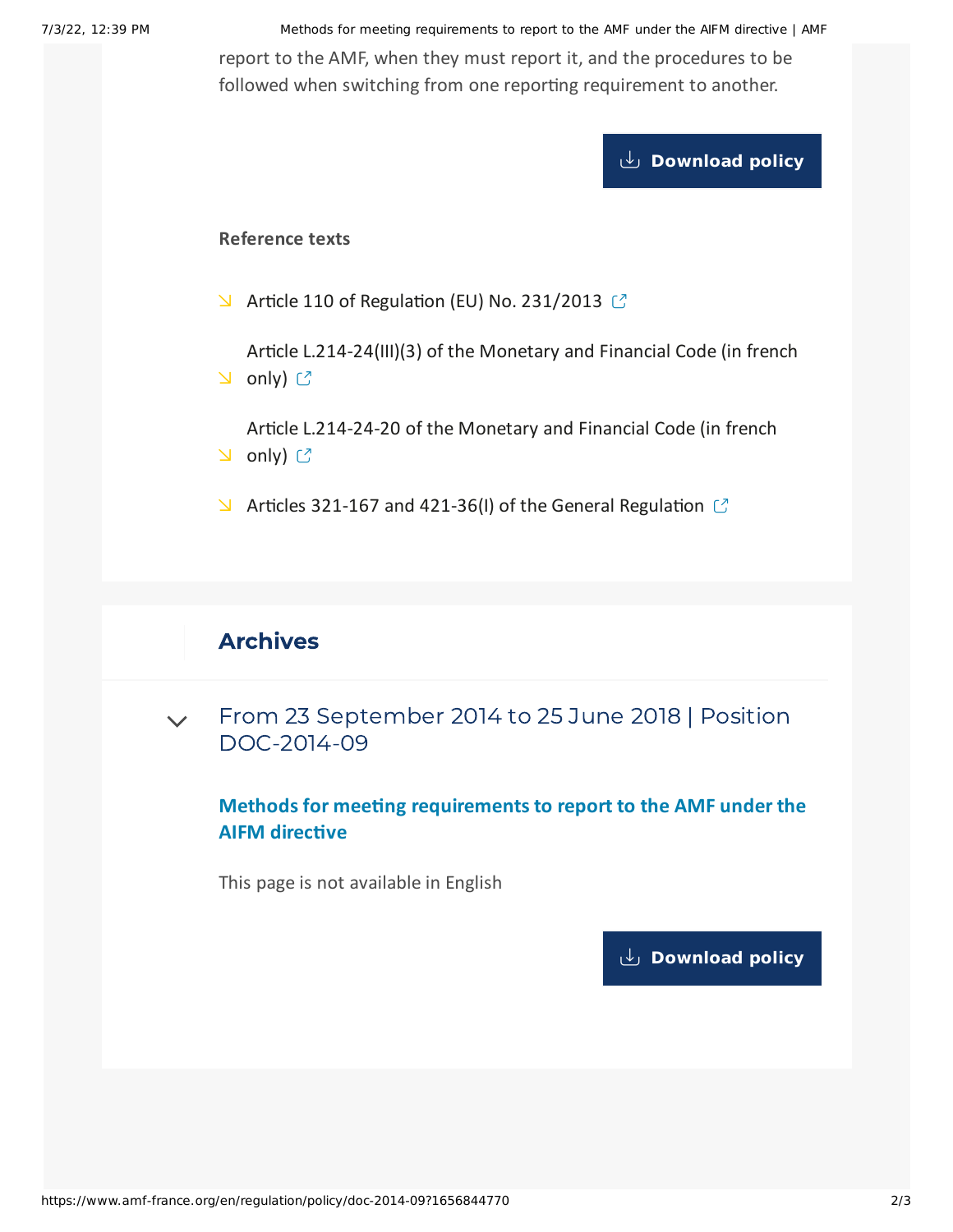report to the AMF, when they must report it, and the procedures to be followed when switching from one reporting requirement to another.

Download policy

**Reference texts**

- Article 110 of Regulation (EU) No. 231/2013
- Article L.214-24(III)(3) of the Monetary and Financial Code (in french only)
- Article L.214-24-20 of the Monetary and Financial Code (in french only)
- Articles 321-167 and 421-36(I) of the General Regulation

## Archives

### From 23 September 2014 to 25 June 2018 | Position DOC-2014-09

**Methods for meeting requirements to report to the AMF under the AIFM directive**

This page is not available in English

Download policy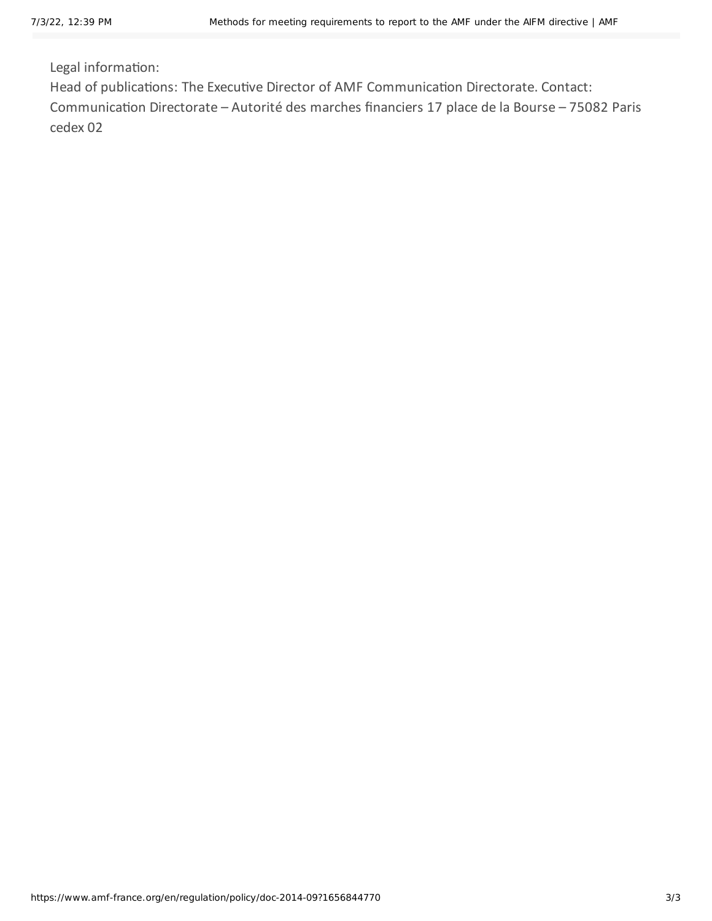Legal information:

Head of publications: The Executive Director of AMF Communication Directorate. Contact: Communication Directorate – Autorité des marches financiers 17 place de la Bourse – 75082 Paris cedex 02